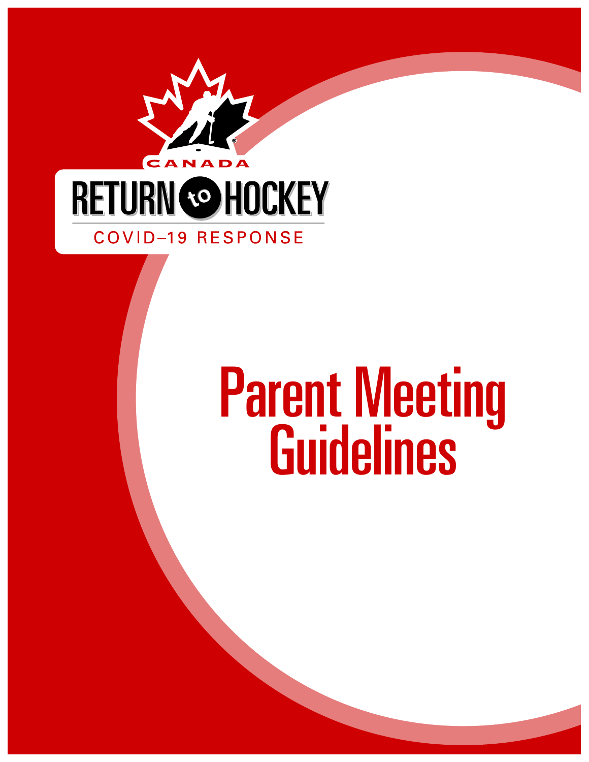CANADA

RETURN to HOCKEY

COVID–19 RESPONSE

# Parent Meeting Guidelines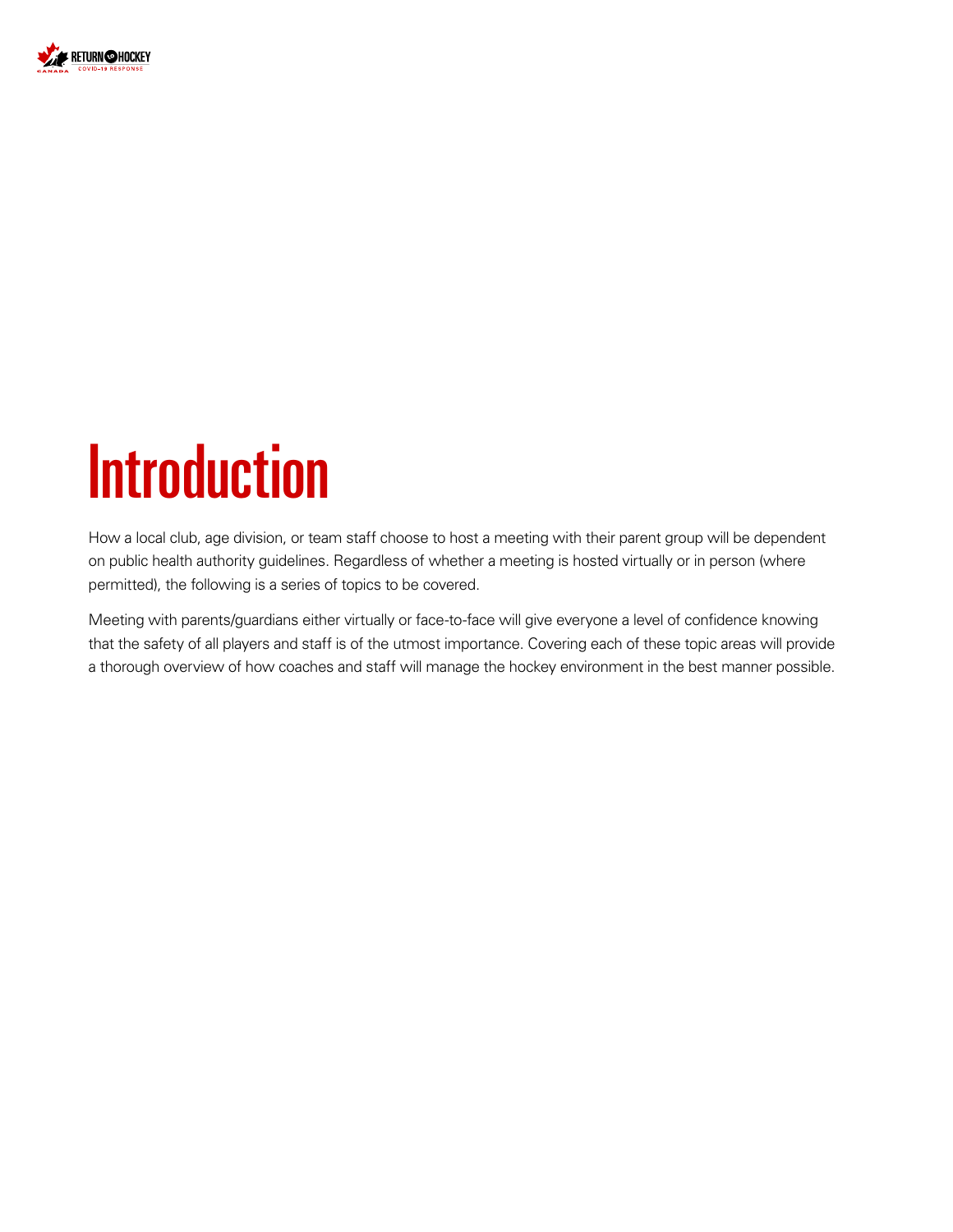# Introduction

How a local club, age division, or team staff choose to host a meeting with their parent group will be dependent on public health authority guidelines. Regardless of whether a meeting is hosted virtually or in person (where permitted), the following is a series of topics to be covered.

Meeting with parents/guardians either virtually or face-to-face will give everyone a level of confidence knowing that the safety of all players and staff is of the utmost importance. Covering each of these topic areas will provide a thorough overview of how coaches and staff will manage the hockey environment in the best manner possible.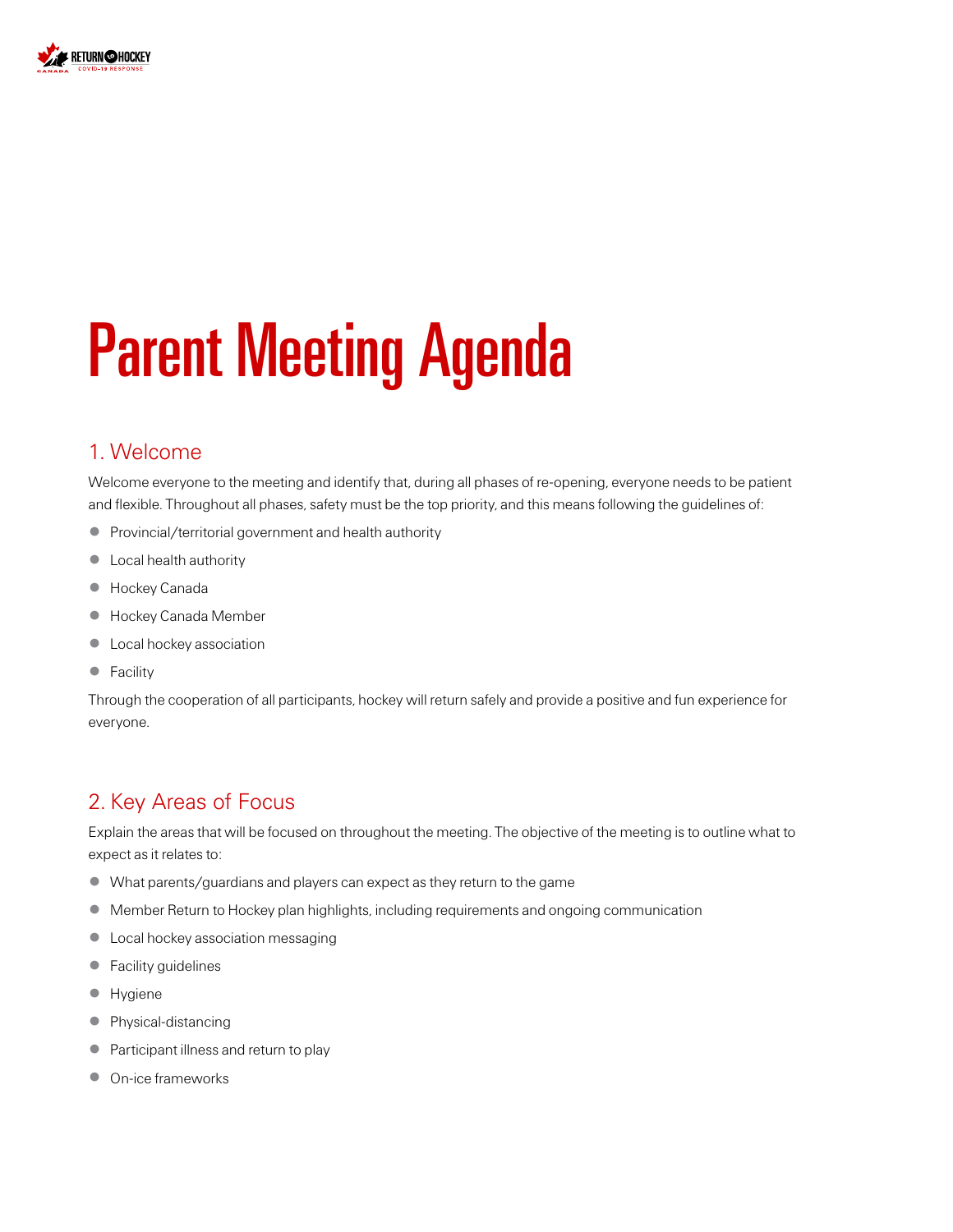# Parent Meeting Agenda

## 1. Welcome

Welcome everyone to the meeting and identify that, during all phases of re-opening, everyone needs to be patient and flexible. Throughout all phases, safety must be the top priority, and this means following the guidelines of:

- Provincial/territorial government and health authority
- Local health authority
- Hockey Canada
- Hockey Canada Member
- Local hockey association
- Facility

Through the cooperation of all participants, hockey will return safely and provide a positive and fun experience for everyone.

## 2. Key Areas of Focus

Explain the areas that will be focused on throughout the meeting. The objective of the meeting is to outline what to expect as it relates to:

- What parents/guardians and players can expect as they return to the game
- Member Return to Hockey plan highlights, including requirements and ongoing communication
- Local hockey association messaging
- Facility guidelines
- Hygiene
- Physical-distancing
- Participant illness and return to play
- On-ice frameworks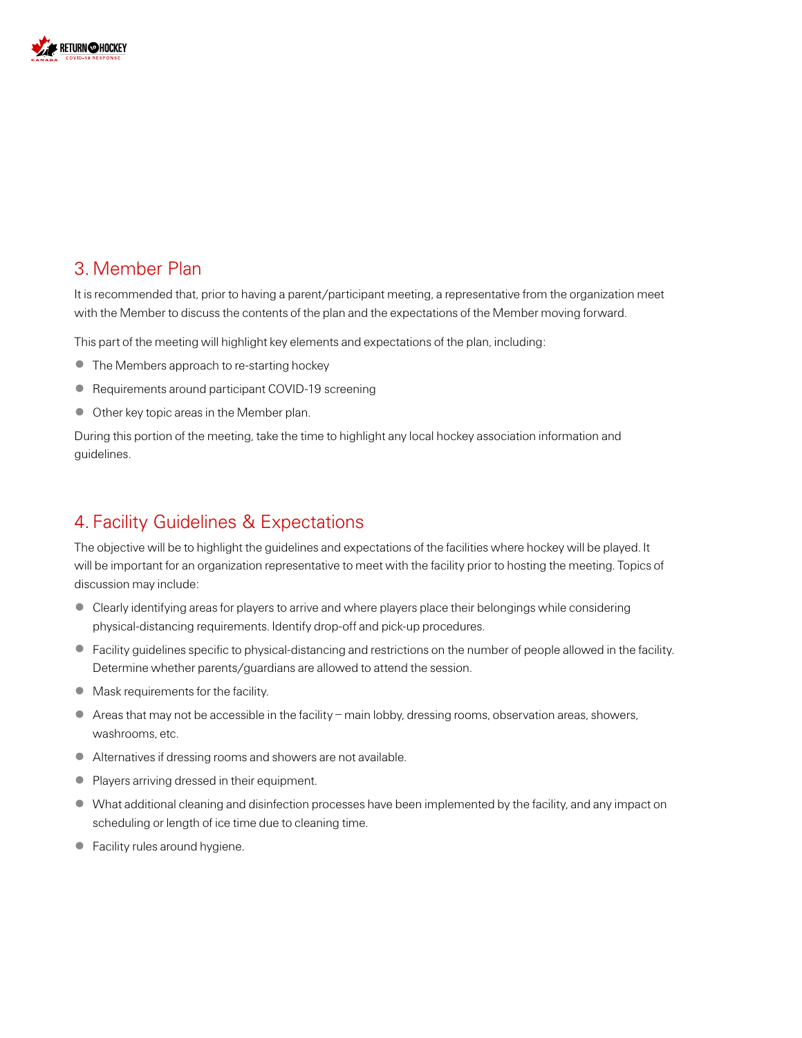## 3. Member Plan

It is recommended that, prior to having a parent/participant meeting, a representative from the organization meet with the Member to discuss the contents of the plan and the expectations of the Member moving forward.

This part of the meeting will highlight key elements and expectations of the plan, including:

- The Members approach to re-starting hockey
- Requirements around participant COVID-19 screening
- Other key topic areas in the Member plan.

During this portion of the meeting, take the time to highlight any local hockey association information and guidelines.

## 4. Facility Guidelines & Expectations

The objective will be to highlight the guidelines and expectations of the facilities where hockey will be played. It will be important for an organization representative to meet with the facility prior to hosting the meeting. Topics of discussion may include:

- Clearly identifying areas for players to arrive and where players place their belongings while considering physical-distancing requirements. Identify drop-off and pick-up procedures.
- Facility guidelines specific to physical-distancing and restrictions on the number of people allowed in the facility. Determine whether parents/guardians are allowed to attend the session.
- Mask requirements for the facility.
- Areas that may not be accessible in the facility – main lobby, dressing rooms, observation areas, showers, washrooms, etc.
- Alternatives if dressing rooms and showers are not available.
- Players arriving dressed in their equipment.
- What additional cleaning and disinfection processes have been implemented by the facility, and any impact on scheduling or length of ice time due to cleaning time.
- Facility rules around hygiene.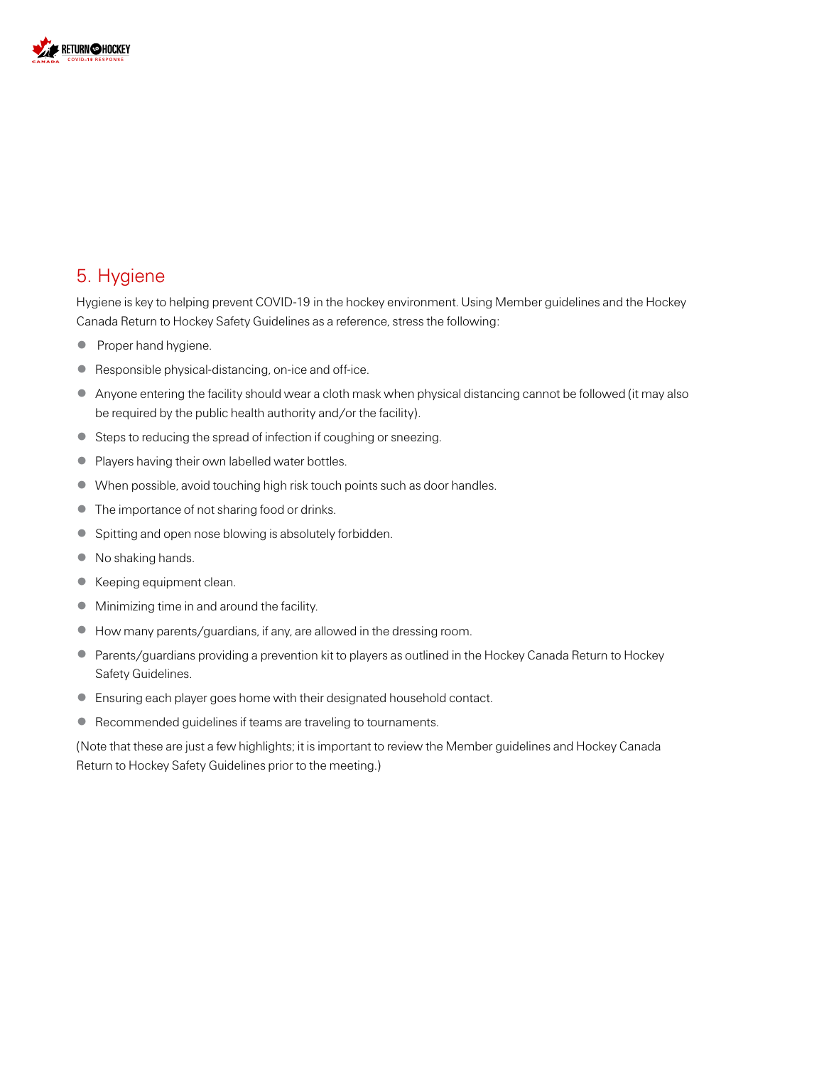## 5. Hygiene

Hygiene is key to helping prevent COVID-19 in the hockey environment. Using Member guidelines and the Hockey Canada Return to Hockey Safety Guidelines as a reference, stress the following:

- Proper hand hygiene.
- Responsible physical-distancing, on-ice and off-ice.
- Anyone entering the facility should wear a cloth mask when physical distancing cannot be followed (it may also be required by the public health authority and/or the facility).
- Steps to reducing the spread of infection if coughing or sneezing.
- Players having their own labelled water bottles.
- When possible, avoid touching high risk touch points such as door handles.
- The importance of not sharing food or drinks.
- Spitting and open nose blowing is absolutely forbidden.
- No shaking hands.
- Keeping equipment clean.
- Minimizing time in and around the facility.
- How many parents/guardians, if any, are allowed in the dressing room.
- Parents/guardians providing a prevention kit to players as outlined in the Hockey Canada Return to Hockey Safety Guidelines.
- Ensuring each player goes home with their designated household contact.
- Recommended guidelines if teams are traveling to tournaments.

(Note that these are just a few highlights; it is important to review the Member guidelines and Hockey Canada Return to Hockey Safety Guidelines prior to the meeting.)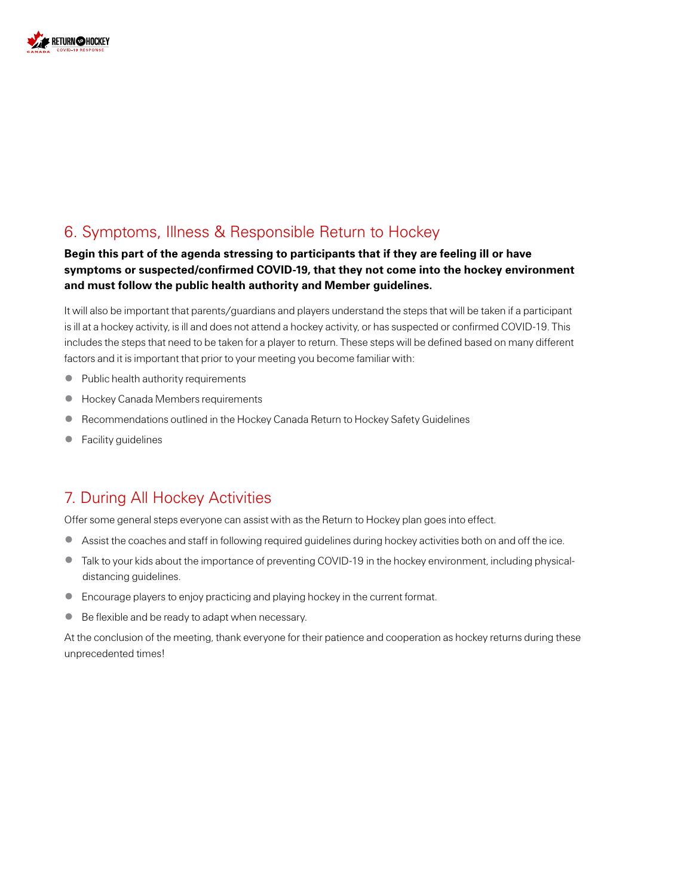## 6. Symptoms, Illness & Responsible Return to Hockey

**Begin this part of the agenda stressing to participants that if they are feeling ill or have symptoms or suspected/confirmed COVID-19, that they not come into the hockey environment and must follow the public health authority and Member guidelines.**

It will also be important that parents/guardians and players understand the steps that will be taken if a participant is ill at a hockey activity, is ill and does not attend a hockey activity, or has suspected or confirmed COVID-19. This includes the steps that need to be taken for a player to return. These steps will be defined based on many different factors and it is important that prior to your meeting you become familiar with:

- Public health authority requirements
- Hockey Canada Members requirements
- Recommendations outlined in the Hockey Canada Return to Hockey Safety Guidelines
- Facility guidelines

## 7. During All Hockey Activities

Offer some general steps everyone can assist with as the Return to Hockey plan goes into effect.

- Assist the coaches and staff in following required guidelines during hockey activities both on and off the ice.
- Talk to your kids about the importance of preventing COVID-19 in the hockey environment, including physical-distancing guidelines.
- Encourage players to enjoy practicing and playing hockey in the current format.
- Be flexible and be ready to adapt when necessary.

At the conclusion of the meeting, thank everyone for their patience and cooperation as hockey returns during these unprecedented times!